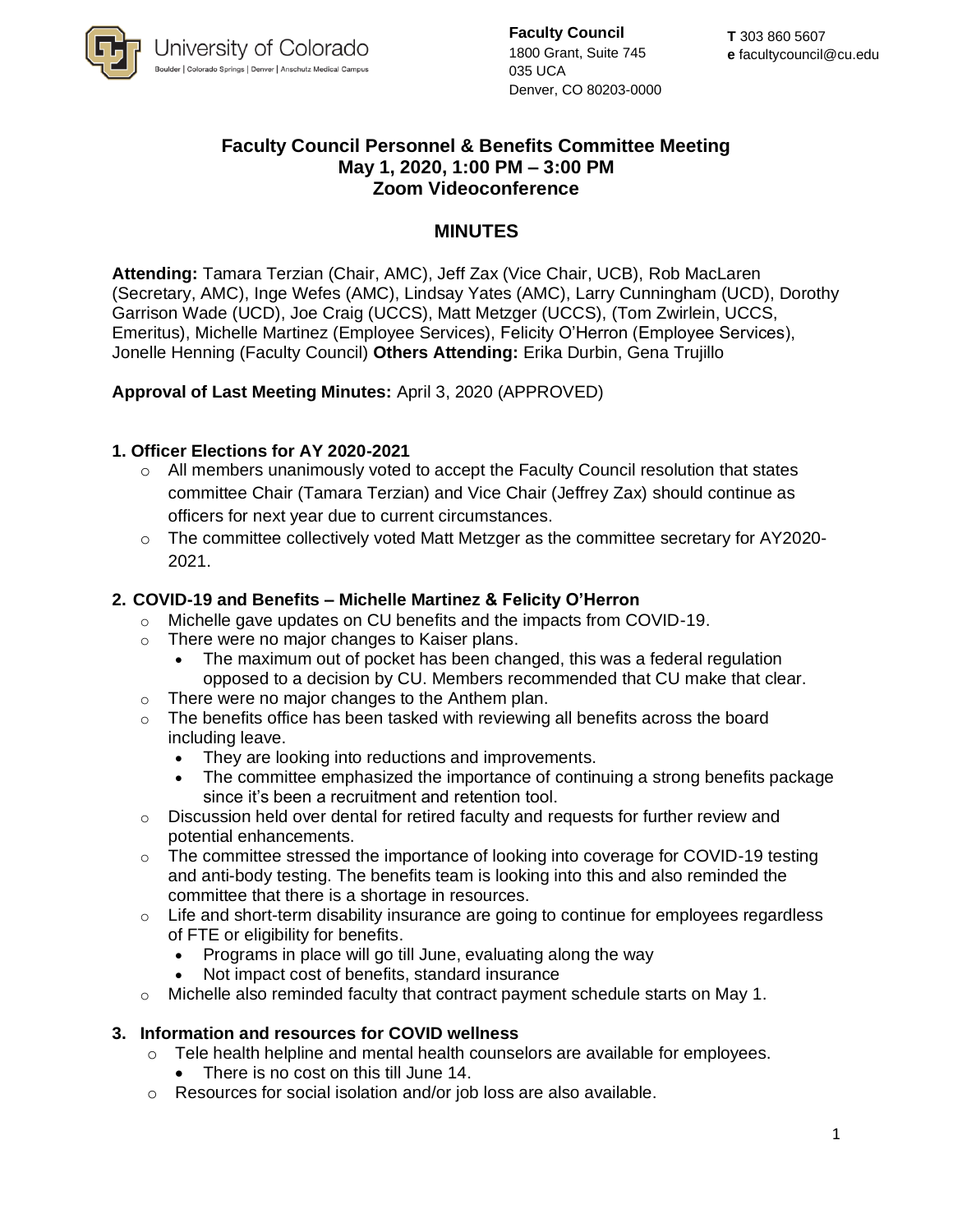University of Colorado
Boulder | Colorado Springs | Denver | Anschutz Medical Campus

**Faculty Council**
1800 Grant, Suite 745
035 UCA
Denver, CO 80203-0000

**T** 303 860 5607
**e** facultycouncil@cu.edu

## Faculty Council Personnel & Benefits Committee Meeting
## May 1, 2020, 1:00 PM – 3:00 PM
## Zoom Videoconference

# MINUTES

**Attending:** Tamara Terzian (Chair, AMC), Jeff Zax (Vice Chair, UCB), Rob MacLaren (Secretary, AMC), Inge Wefes (AMC), Lindsay Yates (AMC), Larry Cunningham (UCD), Dorothy Garrison Wade (UCD), Joe Craig (UCCS), Matt Metzger (UCCS), (Tom Zwirlein, UCCS, Emeritus), Michelle Martinez (Employee Services), Felicity O'Herron (Employee Services), Jonelle Henning (Faculty Council) **Others Attending:** Erika Durbin, Gena Trujillo

**Approval of Last Meeting Minutes:** April 3, 2020 (APPROVED)

### 1. Officer Elections for AY 2020-2021

- All members unanimously voted to accept the Faculty Council resolution that states committee Chair (Tamara Terzian) and Vice Chair (Jeffrey Zax) should continue as officers for next year due to current circumstances.
- The committee collectively voted Matt Metzger as the committee secretary for AY2020-2021.

### 2. COVID-19 and Benefits – Michelle Martinez & Felicity O'Herron

- Michelle gave updates on CU benefits and the impacts from COVID-19.
- There were no major changes to Kaiser plans.
  - The maximum out of pocket has been changed, this was a federal regulation opposed to a decision by CU. Members recommended that CU make that clear.
- There were no major changes to the Anthem plan.
- The benefits office has been tasked with reviewing all benefits across the board including leave.
  - They are looking into reductions and improvements.
  - The committee emphasized the importance of continuing a strong benefits package since it's been a recruitment and retention tool.
- Discussion held over dental for retired faculty and requests for further review and potential enhancements.
- The committee stressed the importance of looking into coverage for COVID-19 testing and anti-body testing. The benefits team is looking into this and also reminded the committee that there is a shortage in resources.
- Life and short-term disability insurance are going to continue for employees regardless of FTE or eligibility for benefits.
  - Programs in place will go till June, evaluating along the way
  - Not impact cost of benefits, standard insurance
- Michelle also reminded faculty that contract payment schedule starts on May 1.

### 3. Information and resources for COVID wellness

- Tele health helpline and mental health counselors are available for employees.
  - There is no cost on this till June 14.
- Resources for social isolation and/or job loss are also available.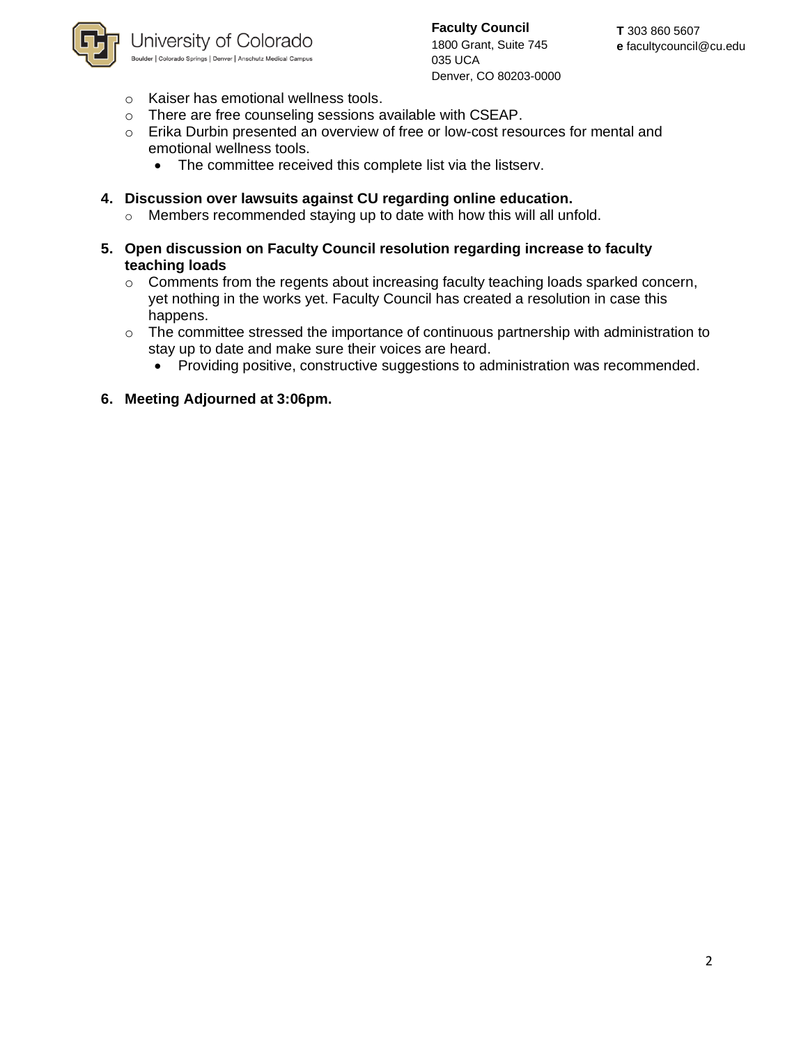- Kaiser has emotional wellness tools.
- There are free counseling sessions available with CSEAP.
- Erika Durbin presented an overview of free or low-cost resources for mental and emotional wellness tools.
    - The committee received this complete list via the listserv.

4. **Discussion over lawsuits against CU regarding online education.**
    - Members recommended staying up to date with how this will all unfold.

5. **Open discussion on Faculty Council resolution regarding increase to faculty teaching loads**
    - Comments from the regents about increasing faculty teaching loads sparked concern, yet nothing in the works yet. Faculty Council has created a resolution in case this happens.
    - The committee stressed the importance of continuous partnership with administration to stay up to date and make sure their voices are heard.
        - Providing positive, constructive suggestions to administration was recommended.

6. **Meeting Adjourned at 3:06pm.**